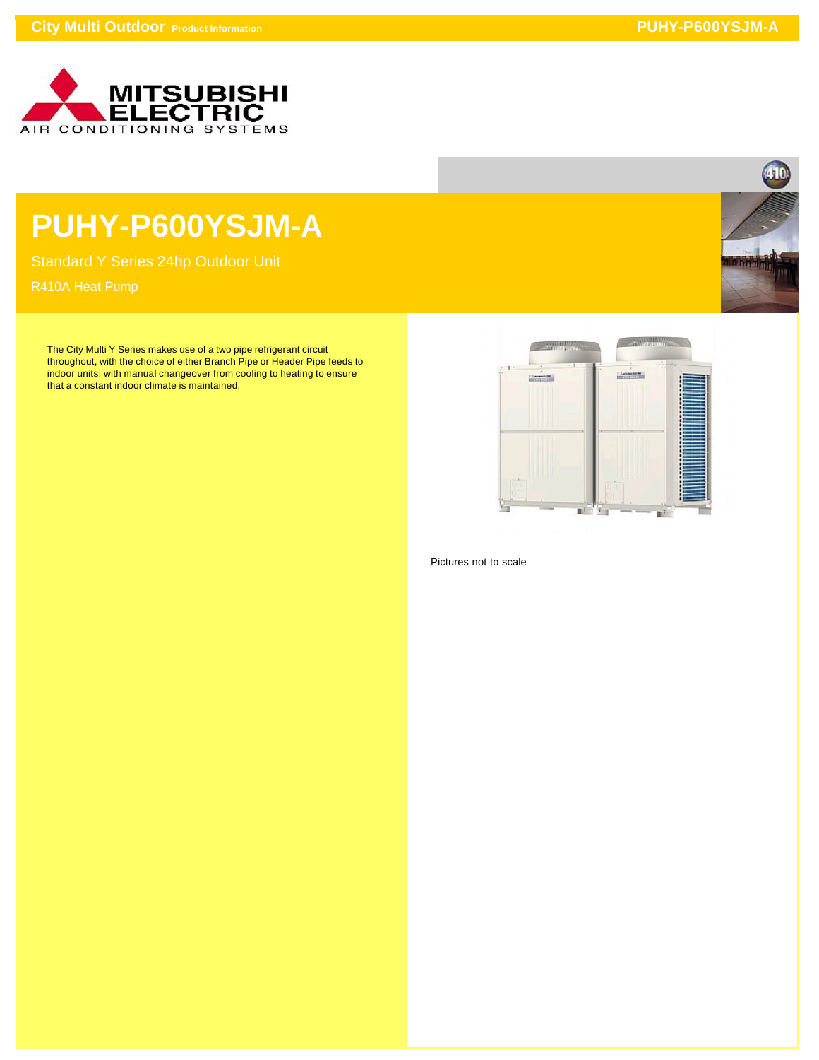# PUHY-P600YSJM-A

Standard Y Series 24hp Outdoor Unit

R410A Heat Pump

The City Multi Y Series makes use of a two pipe refrigerant circuit throughout, with the choice of either Branch Pipe or Header Pipe feeds to indoor units, with manual changeover from cooling to heating to ensure that a constant indoor climate is maintained.

Pictures not to scale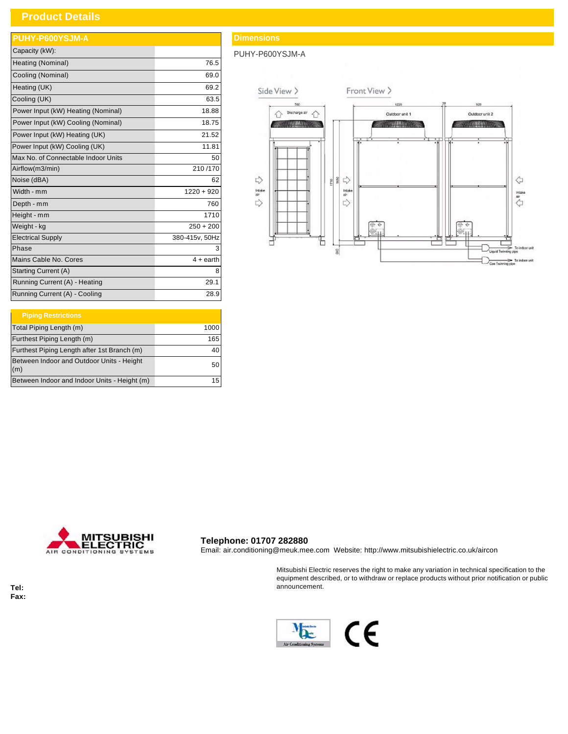## Product Details

| PUHY-P600YSJM-A | |
|---|---|
| Capacity (kW): | |
| Heating (Nominal) | 76.5 |
| Cooling (Nominal) | 69.0 |
| Heating (UK) | 69.2 |
| Cooling (UK) | 63.5 |
| Power Input (kW) Heating (Nominal) | 18.88 |
| Power Input (kW) Cooling (Nominal) | 18.75 |
| Power Input (kW) Heating (UK) | 21.52 |
| Power Input (kW) Cooling (UK) | 11.81 |
| Max No. of Connectable Indoor Units | 50 |
| Airflow(m3/min) | 210 /170 |
| Noise (dBA) | 62 |
| Width - mm | 1220 + 920 |
| Depth - mm | 760 |
| Height - mm | 1710 |
| Weight - kg | 250 + 200 |
| Electrical Supply | 380-415v, 50Hz |
| Phase | 3 |
| Mains Cable No. Cores | 4 + earth |
| Starting Current (A) | 8 |
| Running Current (A) - Heating | 29.1 |
| Running Current (A) - Cooling | 28.9 |

| Piping Restrictions | |
|---|---|
| Total Piping Length (m) | 1000 |
| Furthest Piping Length (m) | 165 |
| Furthest Piping Length after 1st Branch (m) | 40 |
| Between Indoor and Outdoor Units - Height (m) | 50 |
| Between Indoor and Indoor Units - Height (m) | 15 |

### Dimensions

PUHY-P600YSJM-A

Side View
Front View
760
Discharge air
1220
Outdoor unit 1
920
Outdoor unit 2
Intake air
Intake air
Intake air
1710
To indoor unit
Liquid Twinning pipe
To indoor unit
Gas Twinning pipe

**Telephone: 01707 282880**
Email: air.conditioning@meuk.mee.com Website: http://www.mitsubishielectric.co.uk/aircon

Mitsubishi Electric reserves the right to make any variation in technical specification to the equipment described, or to withdraw or replace products without prior notification or public announcement.

**Tel:**
**Fax:**